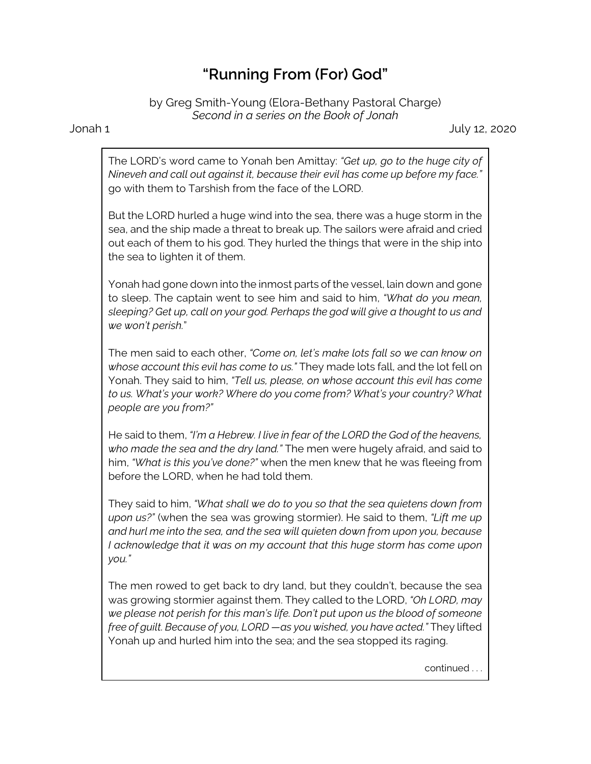# "Running From (For) God"

by Greg Smith-Young (Elora-Bethany Pastoral Charge)
*Second in a series on the Book of Jonah*

Jonah 1 July 12, 2020

The LORD's word came to Yonah ben Amittay: *"Get up, go to the huge city of Nineveh and call out against it, because their evil has come up before my face."* go with them to Tarshish from the face of the LORD.

But the LORD hurled a huge wind into the sea, there was a huge storm in the sea, and the ship made a threat to break up. The sailors were afraid and cried out each of them to his god. They hurled the things that were in the ship into the sea to lighten it of them.

Yonah had gone down into the inmost parts of the vessel, lain down and gone to sleep. The captain went to see him and said to him, *"What do you mean, sleeping? Get up, call on your god. Perhaps the god will give a thought to us and we won't perish.*"

The men said to each other, *"Come on, let's make lots fall so we can know on whose account this evil has come to us."* They made lots fall, and the lot fell on Yonah. They said to him, *"Tell us, please, on whose account this evil has come to us. What's your work? Where do you come from? What's your country? What people are you from?"*

He said to them, *"I'm a Hebrew. I live in fear of the LORD the God of the heavens, who made the sea and the dry land."* The men were hugely afraid, and said to him, *"What is this you've done?"* when the men knew that he was fleeing from before the LORD, when he had told them.

They said to him, *"What shall we do to you so that the sea quietens down from upon us?"* (when the sea was growing stormier). He said to them, *"Lift me up and hurl me into the sea, and the sea will quieten down from upon you, because I acknowledge that it was on my account that this huge storm has come upon you."*

The men rowed to get back to dry land, but they couldn't, because the sea was growing stormier against them. They called to the LORD, *"Oh LORD, may we please not perish for this man's life. Don't put upon us the blood of someone free of guilt. Because of you, LORD —as you wished, you have acted."* They lifted Yonah up and hurled him into the sea; and the sea stopped its raging.

continued . . .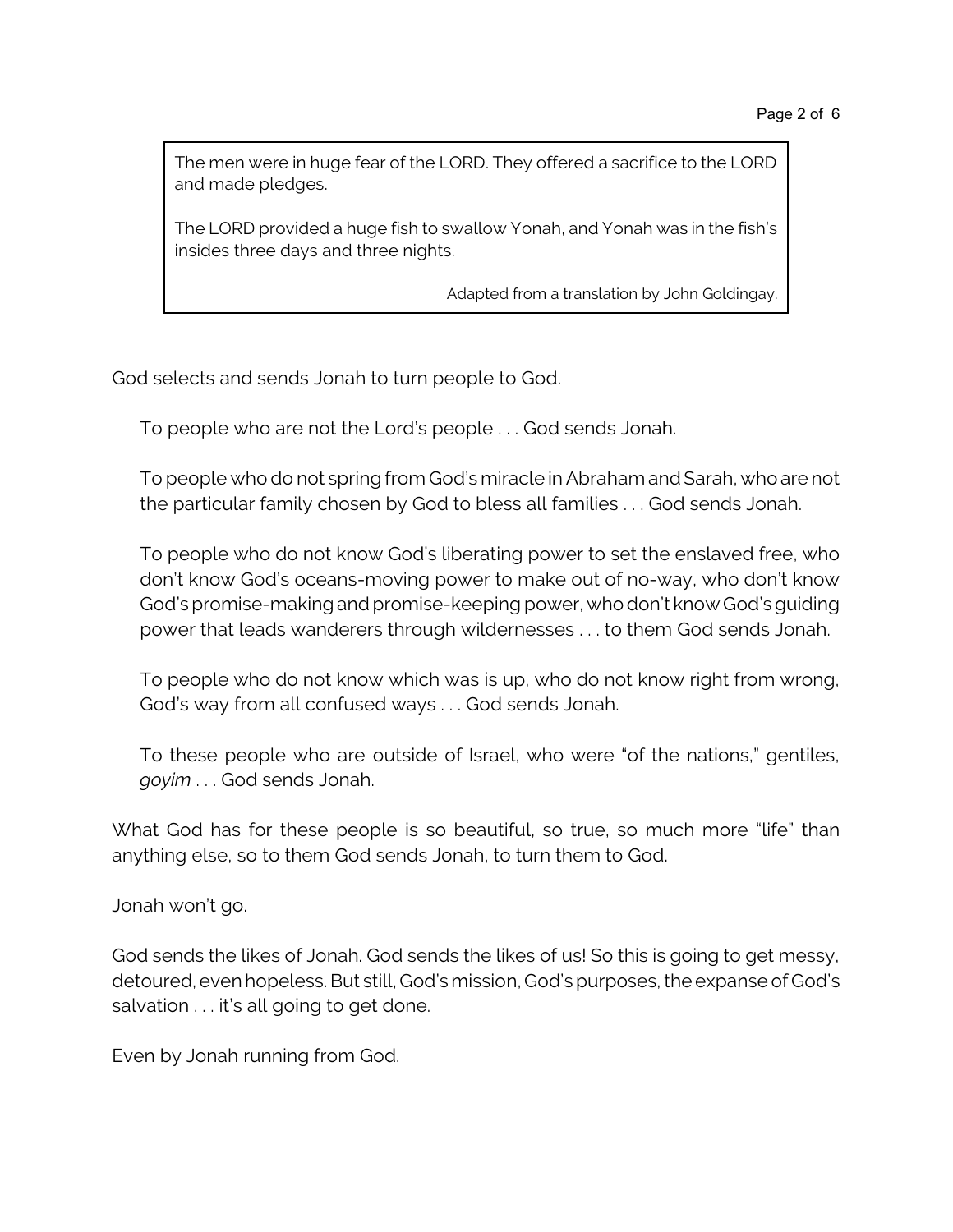> The men were in huge fear of the LORD. They offered a sacrifice to the LORD and made pledges.
>
> The LORD provided a huge fish to swallow Yonah, and Yonah was in the fish's insides three days and three nights.
>
> Adapted from a translation by John Goldingay.

God selects and sends Jonah to turn people to God.

To people who are not the Lord's people . . . God sends Jonah.

To people who do not spring from God's miracle in Abraham and Sarah, who are not the particular family chosen by God to bless all families . . . God sends Jonah.

To people who do not know God's liberating power to set the enslaved free, who don't know God's oceans-moving power to make out of no-way, who don't know God's promise-making and promise-keeping power, who don't know God's guiding power that leads wanderers through wildernesses . . . to them God sends Jonah.

To people who do not know which was is up, who do not know right from wrong, God's way from all confused ways . . . God sends Jonah.

To these people who are outside of Israel, who were "of the nations," gentiles, *goyim* . . . God sends Jonah.

What God has for these people is so beautiful, so true, so much more "life" than anything else, so to them God sends Jonah, to turn them to God.

Jonah won't go.

God sends the likes of Jonah. God sends the likes of us! So this is going to get messy, detoured, even hopeless. But still, God's mission, God's purposes, the expanse of God's salvation . . . it's all going to get done.

Even by Jonah running from God.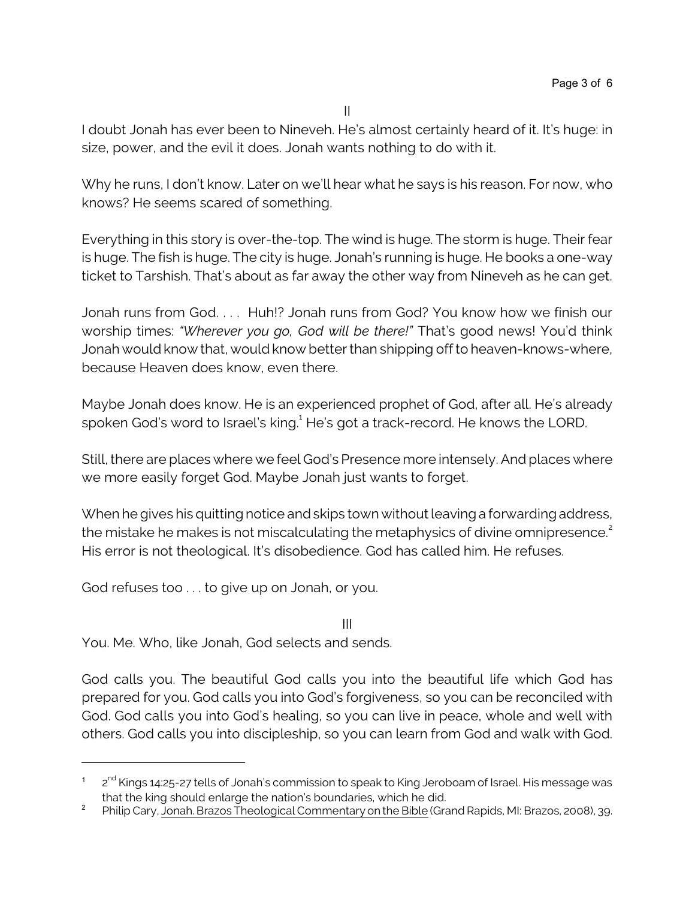II

I doubt Jonah has ever been to Nineveh. He's almost certainly heard of it. It's huge: in size, power, and the evil it does. Jonah wants nothing to do with it.

Why he runs, I don't know. Later on we'll hear what he says is his reason. For now, who knows? He seems scared of something.

Everything in this story is over-the-top. The wind is huge. The storm is huge. Their fear is huge. The fish is huge. The city is huge. Jonah's running is huge. He books a one-way ticket to Tarshish. That's about as far away the other way from Nineveh as he can get.

Jonah runs from God. . . . Huh!? Jonah runs from God? You know how we finish our worship times: *"Wherever you go, God will be there!"* That's good news! You'd think Jonah would know that, would know better than shipping off to heaven-knows-where, because Heaven does know, even there.

Maybe Jonah does know. He is an experienced prophet of God, after all. He's already spoken God's word to Israel's king.[1] He's got a track-record. He knows the LORD.

Still, there are places where we feel God's Presence more intensely. And places where we more easily forget God. Maybe Jonah just wants to forget.

When he gives his quitting notice and skips town without leaving a forwarding address, the mistake he makes is not miscalculating the metaphysics of divine omnipresence.[2] His error is not theological. It's disobedience. God has called him. He refuses.

God refuses too . . . to give up on Jonah, or you.

III

You. Me. Who, like Jonah, God selects and sends.

God calls you. The beautiful God calls you into the beautiful life which God has prepared for you. God calls you into God's forgiveness, so you can be reconciled with God. God calls you into God's healing, so you can live in peace, whole and well with others. God calls you into discipleship, so you can learn from God and walk with God.

---

[1] 2nd Kings 14:25-27 tells of Jonah's commission to speak to King Jeroboam of Israel. His message was that the king should enlarge the nation's boundaries, which he did.

[2] Philip Cary, Jonah. Brazos Theological Commentary on the Bible (Grand Rapids, MI: Brazos, 2008), 39.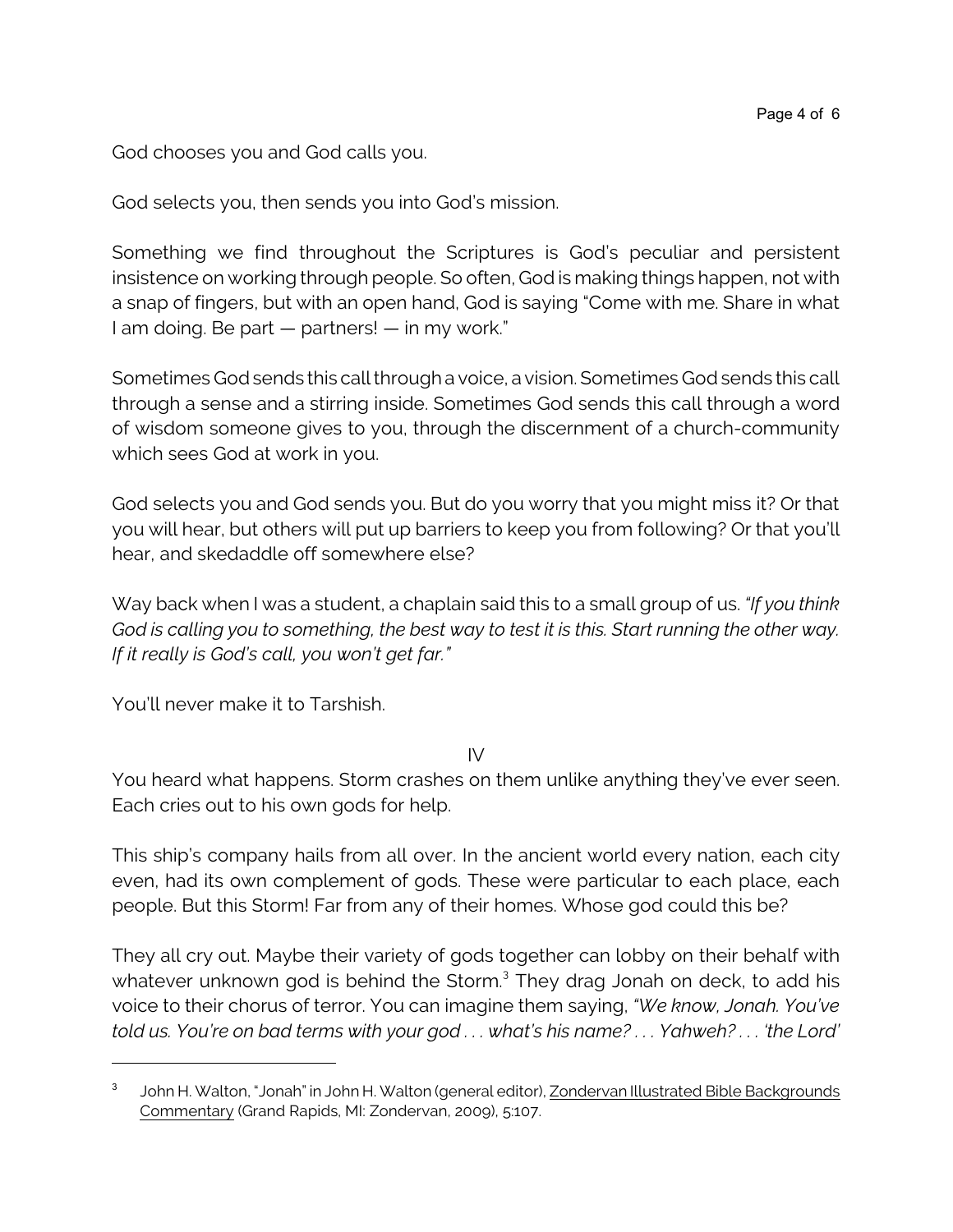God chooses you and God calls you.

God selects you, then sends you into God's mission.

Something we find throughout the Scriptures is God's peculiar and persistent insistence on working through people. So often, God is making things happen, not with a snap of fingers, but with an open hand, God is saying "Come with me. Share in what I am doing. Be part — partners! — in my work."

Sometimes God sends this call through a voice, a vision. Sometimes God sends this call through a sense and a stirring inside. Sometimes God sends this call through a word of wisdom someone gives to you, through the discernment of a church-community which sees God at work in you.

God selects you and God sends you. But do you worry that you might miss it? Or that you will hear, but others will put up barriers to keep you from following? Or that you'll hear, and skedaddle off somewhere else?

Way back when I was a student, a chaplain said this to a small group of us. *"If you think God is calling you to something, the best way to test it is this. Start running the other way. If it really is God's call, you won't get far."*

You'll never make it to Tarshish.

IV

You heard what happens. Storm crashes on them unlike anything they've ever seen. Each cries out to his own gods for help.

This ship's company hails from all over. In the ancient world every nation, each city even, had its own complement of gods. These were particular to each place, each people. But this Storm! Far from any of their homes. Whose god could this be?

They all cry out. Maybe their variety of gods together can lobby on their behalf with whatever unknown god is behind the Storm.[3] They drag Jonah on deck, to add his voice to their chorus of terror. You can imagine them saying, *"We know, Jonah. You've told us. You're on bad terms with your god . . . what's his name? . . . Yahweh? . . . 'the Lord'*

---

[3] John H. Walton, "Jonah" in John H. Walton (general editor), <u>Zondervan Illustrated Bible Backgrounds Commentary</u> (Grand Rapids, MI: Zondervan, 2009), 5:107.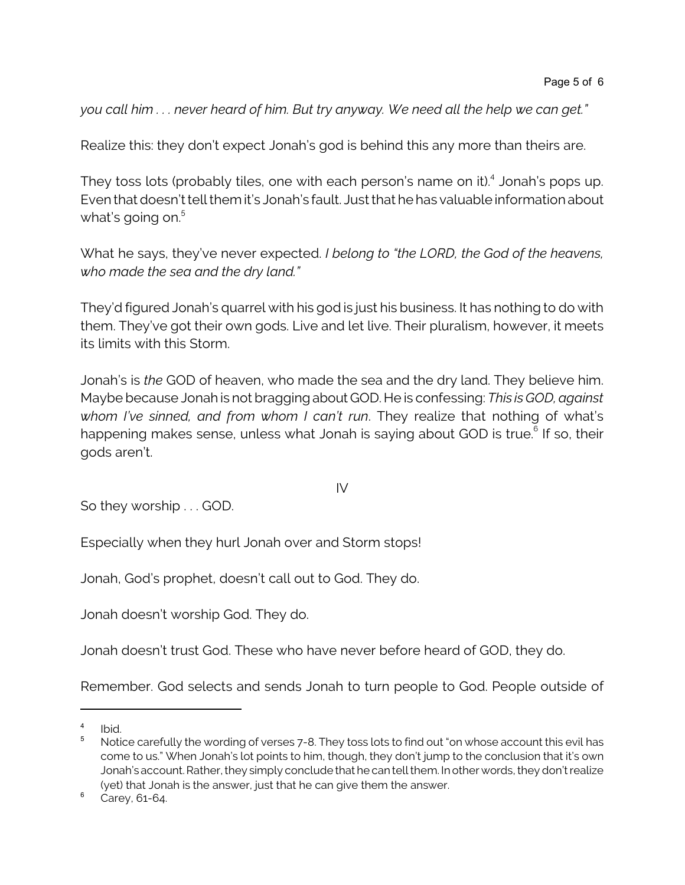*you call him . . . never heard of him. But try anyway. We need all the help we can get."*

Realize this: they don't expect Jonah's god is behind this any more than theirs are.

They toss lots (probably tiles, one with each person's name on it).[4] Jonah's pops up. Even that doesn't tell them it's Jonah's fault. Just that he has valuable information about what's going on.[5]

What he says, they've never expected. *I belong to "the LORD, the God of the heavens, who made the sea and the dry land."*

They'd figured Jonah's quarrel with his god is just his business. It has nothing to do with them. They've got their own gods. Live and let live. Their pluralism, however, it meets its limits with this Storm.

Jonah's is *the* GOD of heaven, who made the sea and the dry land. They believe him. Maybe because Jonah is not bragging about GOD. He is confessing: *This is GOD, against whom I've sinned, and from whom I can't run*. They realize that nothing of what's happening makes sense, unless what Jonah is saying about GOD is true.[6] If so, their gods aren't.

IV

So they worship . . . GOD.

Especially when they hurl Jonah over and Storm stops!

Jonah, God's prophet, doesn't call out to God. They do.

Jonah doesn't worship God. They do.

Jonah doesn't trust God. These who have never before heard of GOD, they do.

Remember. God selects and sends Jonah to turn people to God. People outside of

---

[4] Ibid.

[5] Notice carefully the wording of verses 7-8. They toss lots to find out "on whose account this evil has come to us." When Jonah's lot points to him, though, they don't jump to the conclusion that it's own Jonah's account. Rather, they simply conclude that he can tell them. In other words, they don't realize (yet) that Jonah is the answer, just that he can give them the answer.

[6] Carey, 61-64.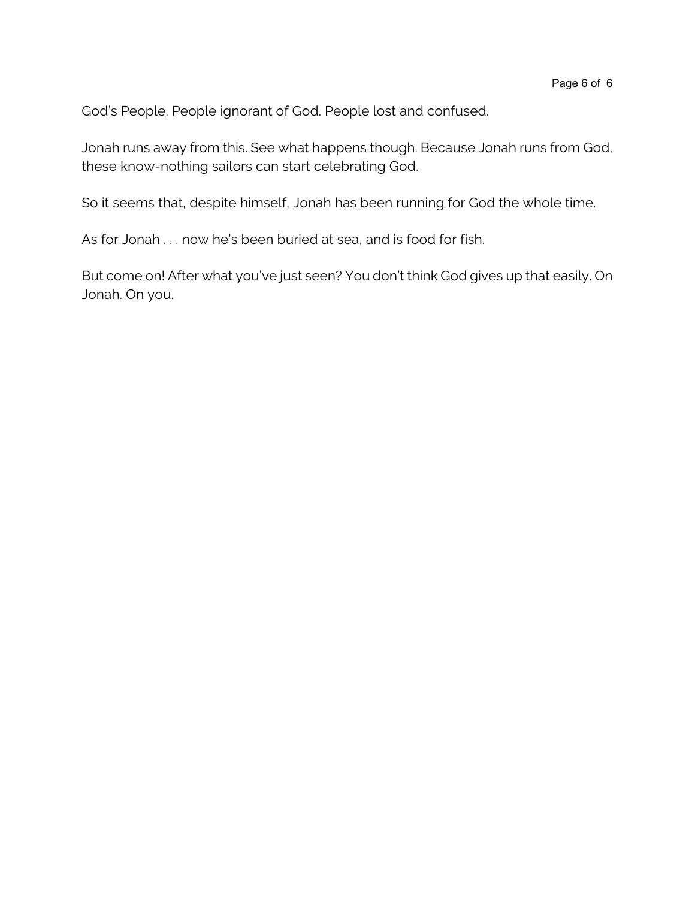God's People. People ignorant of God. People lost and confused.

Jonah runs away from this. See what happens though. Because Jonah runs from God, these know-nothing sailors can start celebrating God.

So it seems that, despite himself, Jonah has been running for God the whole time.

As for Jonah . . . now he's been buried at sea, and is food for fish.

But come on! After what you've just seen? You don't think God gives up that easily. On Jonah. On you.